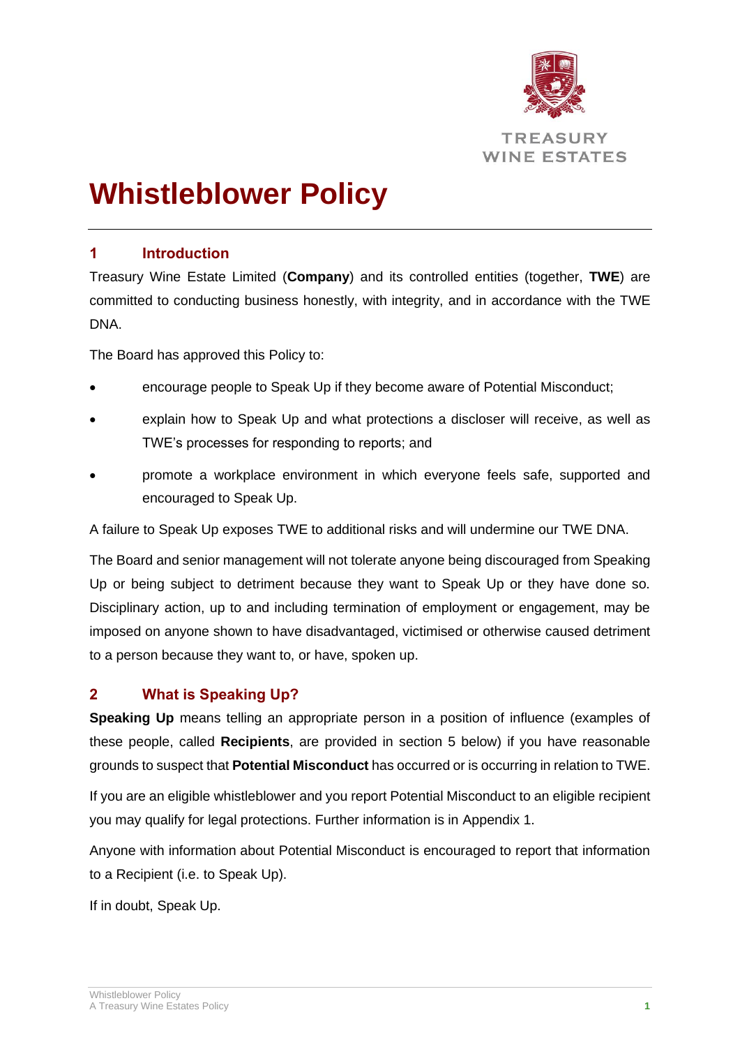TREASURY
WINE ESTATES

# Whistleblower Policy

## 1 Introduction

Treasury Wine Estate Limited (**Company**) and its controlled entities (together, **TWE**) are committed to conducting business honestly, with integrity, and in accordance with the TWE DNA.

The Board has approved this Policy to:

- encourage people to Speak Up if they become aware of Potential Misconduct;
- explain how to Speak Up and what protections a discloser will receive, as well as TWE's processes for responding to reports; and
- promote a workplace environment in which everyone feels safe, supported and encouraged to Speak Up.

A failure to Speak Up exposes TWE to additional risks and will undermine our TWE DNA.

The Board and senior management will not tolerate anyone being discouraged from Speaking Up or being subject to detriment because they want to Speak Up or they have done so. Disciplinary action, up to and including termination of employment or engagement, may be imposed on anyone shown to have disadvantaged, victimised or otherwise caused detriment to a person because they want to, or have, spoken up.

## 2 What is Speaking Up?

**Speaking Up** means telling an appropriate person in a position of influence (examples of these people, called **Recipients**, are provided in section 5 below) if you have reasonable grounds to suspect that **Potential Misconduct** has occurred or is occurring in relation to TWE.

If you are an eligible whistleblower and you report Potential Misconduct to an eligible recipient you may qualify for legal protections. Further information is in Appendix 1.

Anyone with information about Potential Misconduct is encouraged to report that information to a Recipient (i.e. to Speak Up).

If in doubt, Speak Up.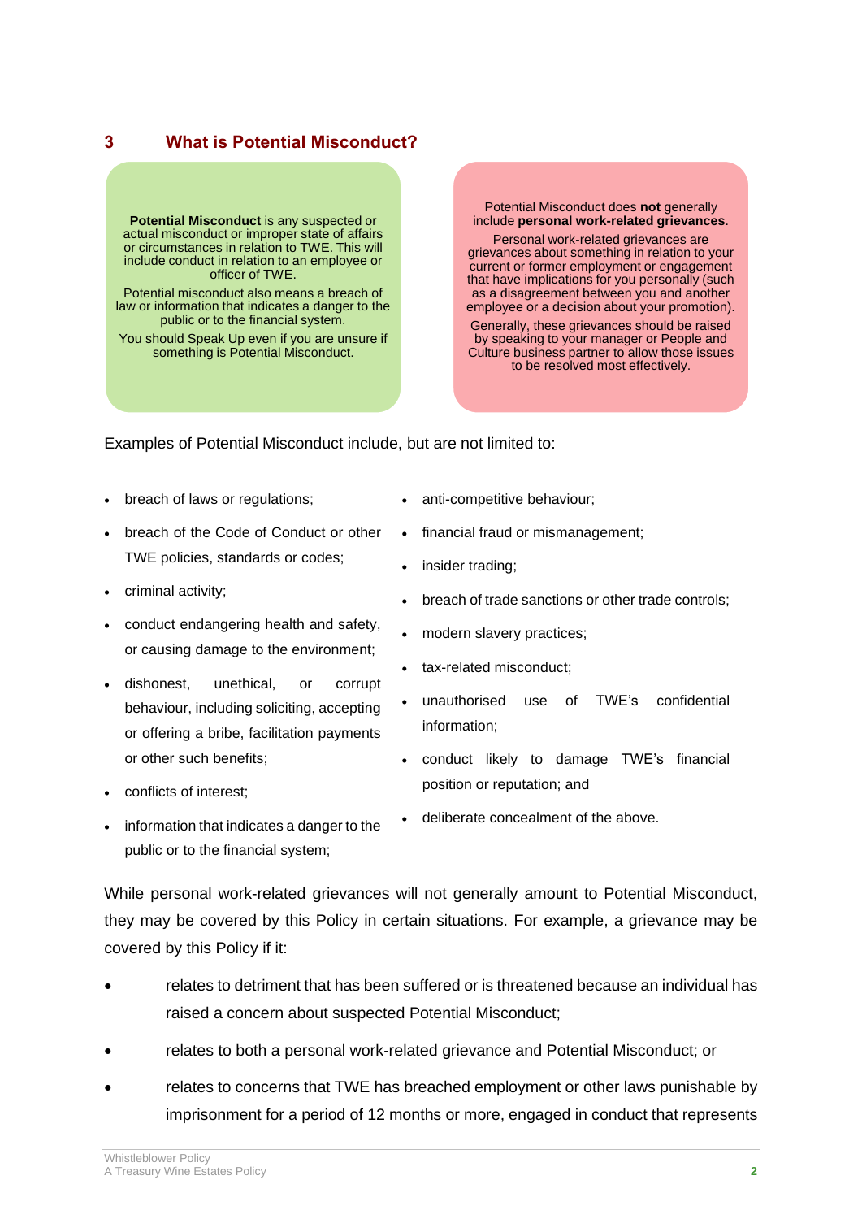## 3 What is Potential Misconduct?

**Potential Misconduct** is any suspected or actual misconduct or improper state of affairs or circumstances in relation to TWE. This will include conduct in relation to an employee or officer of TWE.

Potential misconduct also means a breach of law or information that indicates a danger to the public or to the financial system.

You should Speak Up even if you are unsure if something is Potential Misconduct.

Potential Misconduct does **not** generally include **personal work-related grievances**.

Personal work-related grievances are grievances about something in relation to your current or former employment or engagement that have implications for you personally (such as a disagreement between you and another employee or a decision about your promotion).

Generally, these grievances should be raised by speaking to your manager or People and Culture business partner to allow those issues to be resolved most effectively.

Examples of Potential Misconduct include, but are not limited to:

- breach of laws or regulations;
- breach of the Code of Conduct or other TWE policies, standards or codes;
- criminal activity;
- conduct endangering health and safety, or causing damage to the environment;
- dishonest, unethical, or corrupt behaviour, including soliciting, accepting or offering a bribe, facilitation payments or other such benefits;
- conflicts of interest;
- information that indicates a danger to the public or to the financial system;
- anti-competitive behaviour;
- financial fraud or mismanagement;
- insider trading;
- breach of trade sanctions or other trade controls;
- modern slavery practices;
- tax-related misconduct;
- unauthorised use of TWE's confidential information;
- conduct likely to damage TWE's financial position or reputation; and
- deliberate concealment of the above.

While personal work-related grievances will not generally amount to Potential Misconduct, they may be covered by this Policy in certain situations. For example, a grievance may be covered by this Policy if it:

- relates to detriment that has been suffered or is threatened because an individual has raised a concern about suspected Potential Misconduct;
- relates to both a personal work-related grievance and Potential Misconduct; or
- relates to concerns that TWE has breached employment or other laws punishable by imprisonment for a period of 12 months or more, engaged in conduct that represents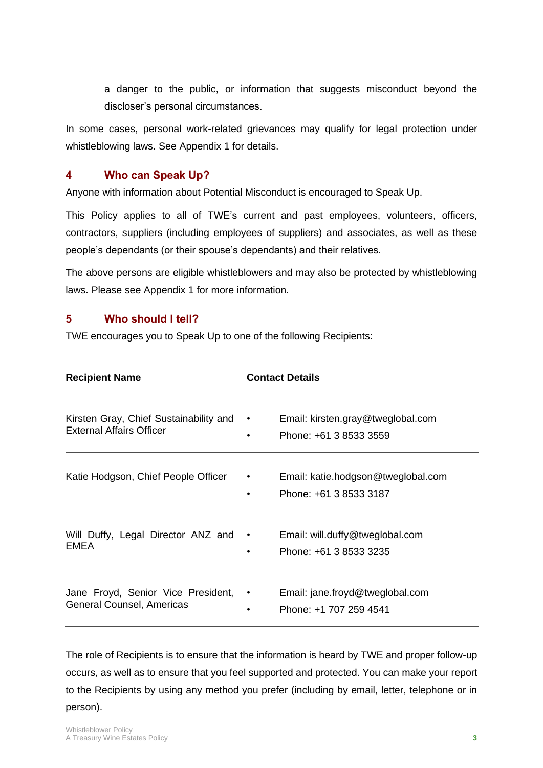a danger to the public, or information that suggests misconduct beyond the discloser's personal circumstances.

In some cases, personal work-related grievances may qualify for legal protection under whistleblowing laws. See Appendix 1 for details.

## 4 Who can Speak Up?

Anyone with information about Potential Misconduct is encouraged to Speak Up.

This Policy applies to all of TWE's current and past employees, volunteers, officers, contractors, suppliers (including employees of suppliers) and associates, as well as these people's dependants (or their spouse's dependants) and their relatives.

The above persons are eligible whistleblowers and may also be protected by whistleblowing laws. Please see Appendix 1 for more information.

## 5 Who should I tell?

TWE encourages you to Speak Up to one of the following Recipients:

| Recipient Name | Contact Details |
|---|---|
| Kirsten Gray, Chief Sustainability and External Affairs Officer | • Email: kirsten.gray@tweglobal.com<br>• Phone: +61 3 8533 3559 |
| Katie Hodgson, Chief People Officer | • Email: katie.hodgson@tweglobal.com<br>• Phone: +61 3 8533 3187 |
| Will Duffy, Legal Director ANZ and EMEA | • Email: will.duffy@tweglobal.com<br>• Phone: +61 3 8533 3235 |
| Jane Froyd, Senior Vice President, General Counsel, Americas | • Email: jane.froyd@tweglobal.com<br>• Phone: +1 707 259 4541 |

The role of Recipients is to ensure that the information is heard by TWE and proper follow-up occurs, as well as to ensure that you feel supported and protected. You can make your report to the Recipients by using any method you prefer (including by email, letter, telephone or in person).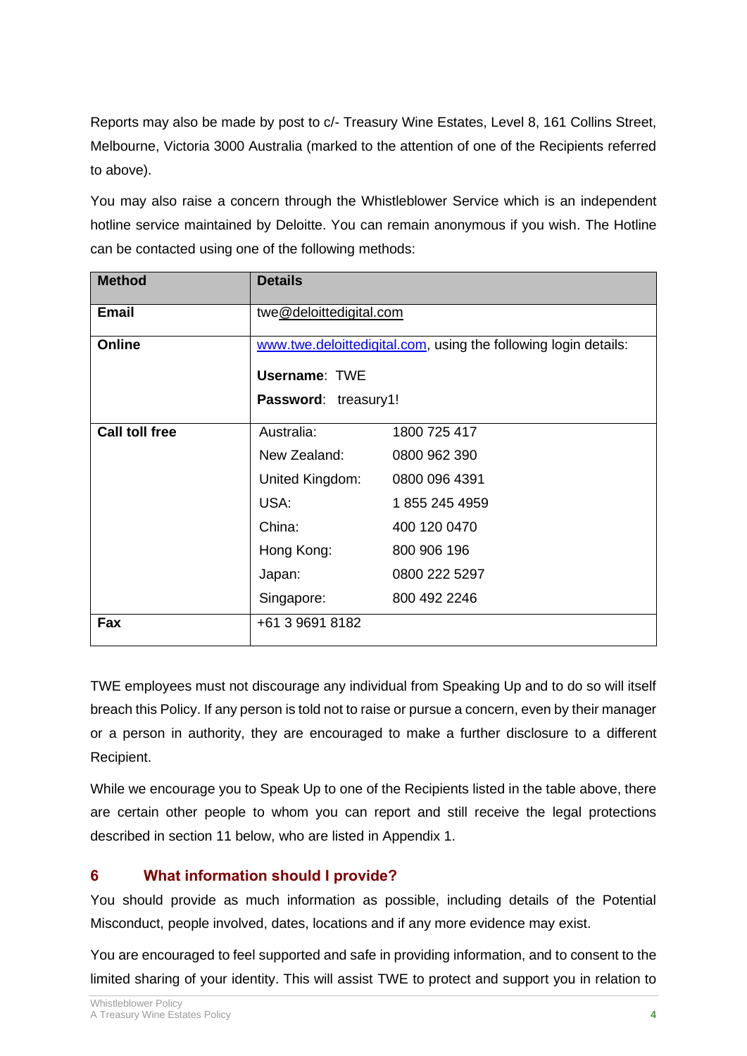Reports may also be made by post to c/- Treasury Wine Estates, Level 8, 161 Collins Street, Melbourne, Victoria 3000 Australia (marked to the attention of one of the Recipients referred to above).

You may also raise a concern through the Whistleblower Service which is an independent hotline service maintained by Deloitte. You can remain anonymous if you wish. The Hotline can be contacted using one of the following methods:

| **Method** | **Details** | |
|---|---|---|
| **Email** | twe@deloittedigital.com | |
| **Online** | www.twe.deloittedigital.com, using the following login details:<br><br>**Username**: TWE<br>**Password**: treasury1! | |
| **Call toll free** | Australia: | 1800 725 417 |
| | New Zealand: | 0800 962 390 |
| | United Kingdom: | 0800 096 4391 |
| | USA: | 1 855 245 4959 |
| | China: | 400 120 0470 |
| | Hong Kong: | 800 906 196 |
| | Japan: | 0800 222 5297 |
| | Singapore: | 800 492 2246 |
| **Fax** | +61 3 9691 8182 | |

TWE employees must not discourage any individual from Speaking Up and to do so will itself breach this Policy. If any person is told not to raise or pursue a concern, even by their manager or a person in authority, they are encouraged to make a further disclosure to a different Recipient.

While we encourage you to Speak Up to one of the Recipients listed in the table above, there are certain other people to whom you can report and still receive the legal protections described in section 11 below, who are listed in Appendix 1.

## 6 What information should I provide?

You should provide as much information as possible, including details of the Potential Misconduct, people involved, dates, locations and if any more evidence may exist.

You are encouraged to feel supported and safe in providing information, and to consent to the limited sharing of your identity. This will assist TWE to protect and support you in relation to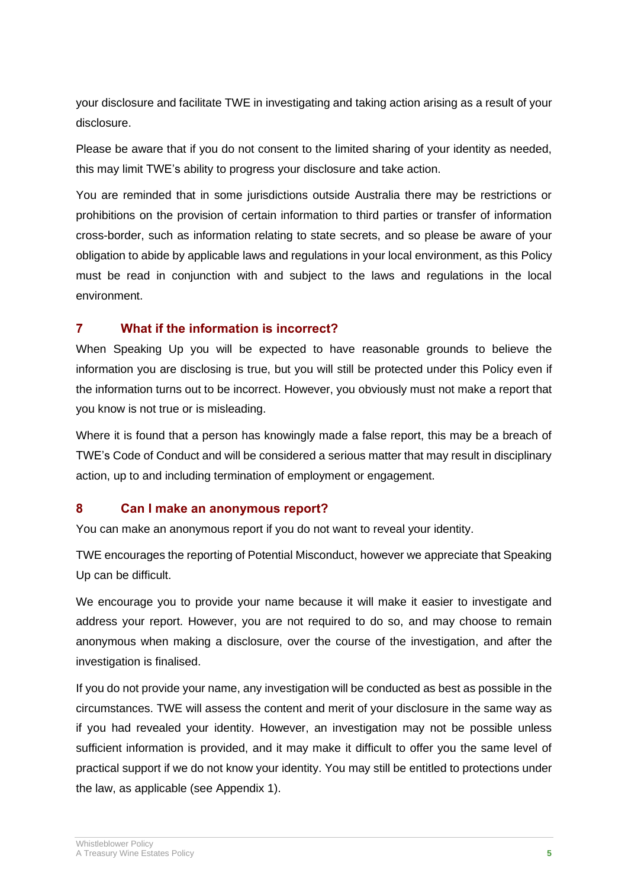your disclosure and facilitate TWE in investigating and taking action arising as a result of your disclosure.

Please be aware that if you do not consent to the limited sharing of your identity as needed, this may limit TWE's ability to progress your disclosure and take action.

You are reminded that in some jurisdictions outside Australia there may be restrictions or prohibitions on the provision of certain information to third parties or transfer of information cross-border, such as information relating to state secrets, and so please be aware of your obligation to abide by applicable laws and regulations in your local environment, as this Policy must be read in conjunction with and subject to the laws and regulations in the local environment.

## 7 What if the information is incorrect?

When Speaking Up you will be expected to have reasonable grounds to believe the information you are disclosing is true, but you will still be protected under this Policy even if the information turns out to be incorrect. However, you obviously must not make a report that you know is not true or is misleading.

Where it is found that a person has knowingly made a false report, this may be a breach of TWE's Code of Conduct and will be considered a serious matter that may result in disciplinary action, up to and including termination of employment or engagement.

## 8 Can I make an anonymous report?

You can make an anonymous report if you do not want to reveal your identity.

TWE encourages the reporting of Potential Misconduct, however we appreciate that Speaking Up can be difficult.

We encourage you to provide your name because it will make it easier to investigate and address your report. However, you are not required to do so, and may choose to remain anonymous when making a disclosure, over the course of the investigation, and after the investigation is finalised.

If you do not provide your name, any investigation will be conducted as best as possible in the circumstances. TWE will assess the content and merit of your disclosure in the same way as if you had revealed your identity. However, an investigation may not be possible unless sufficient information is provided, and it may make it difficult to offer you the same level of practical support if we do not know your identity. You may still be entitled to protections under the law, as applicable (see Appendix 1).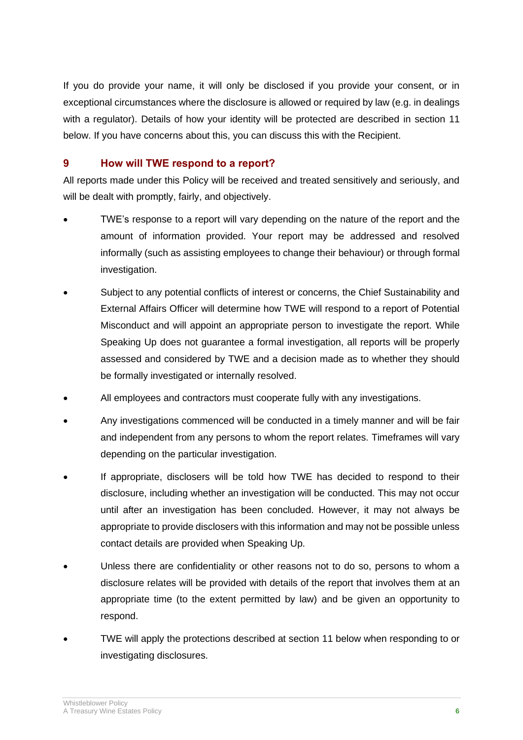If you do provide your name, it will only be disclosed if you provide your consent, or in exceptional circumstances where the disclosure is allowed or required by law (e.g. in dealings with a regulator). Details of how your identity will be protected are described in section 11 below. If you have concerns about this, you can discuss this with the Recipient.

## 9 How will TWE respond to a report?

All reports made under this Policy will be received and treated sensitively and seriously, and will be dealt with promptly, fairly, and objectively.

- TWE's response to a report will vary depending on the nature of the report and the amount of information provided. Your report may be addressed and resolved informally (such as assisting employees to change their behaviour) or through formal investigation.
- Subject to any potential conflicts of interest or concerns, the Chief Sustainability and External Affairs Officer will determine how TWE will respond to a report of Potential Misconduct and will appoint an appropriate person to investigate the report. While Speaking Up does not guarantee a formal investigation, all reports will be properly assessed and considered by TWE and a decision made as to whether they should be formally investigated or internally resolved.
- All employees and contractors must cooperate fully with any investigations.
- Any investigations commenced will be conducted in a timely manner and will be fair and independent from any persons to whom the report relates. Timeframes will vary depending on the particular investigation.
- If appropriate, disclosers will be told how TWE has decided to respond to their disclosure, including whether an investigation will be conducted. This may not occur until after an investigation has been concluded. However, it may not always be appropriate to provide disclosers with this information and may not be possible unless contact details are provided when Speaking Up.
- Unless there are confidentiality or other reasons not to do so, persons to whom a disclosure relates will be provided with details of the report that involves them at an appropriate time (to the extent permitted by law) and be given an opportunity to respond.
- TWE will apply the protections described at section 11 below when responding to or investigating disclosures.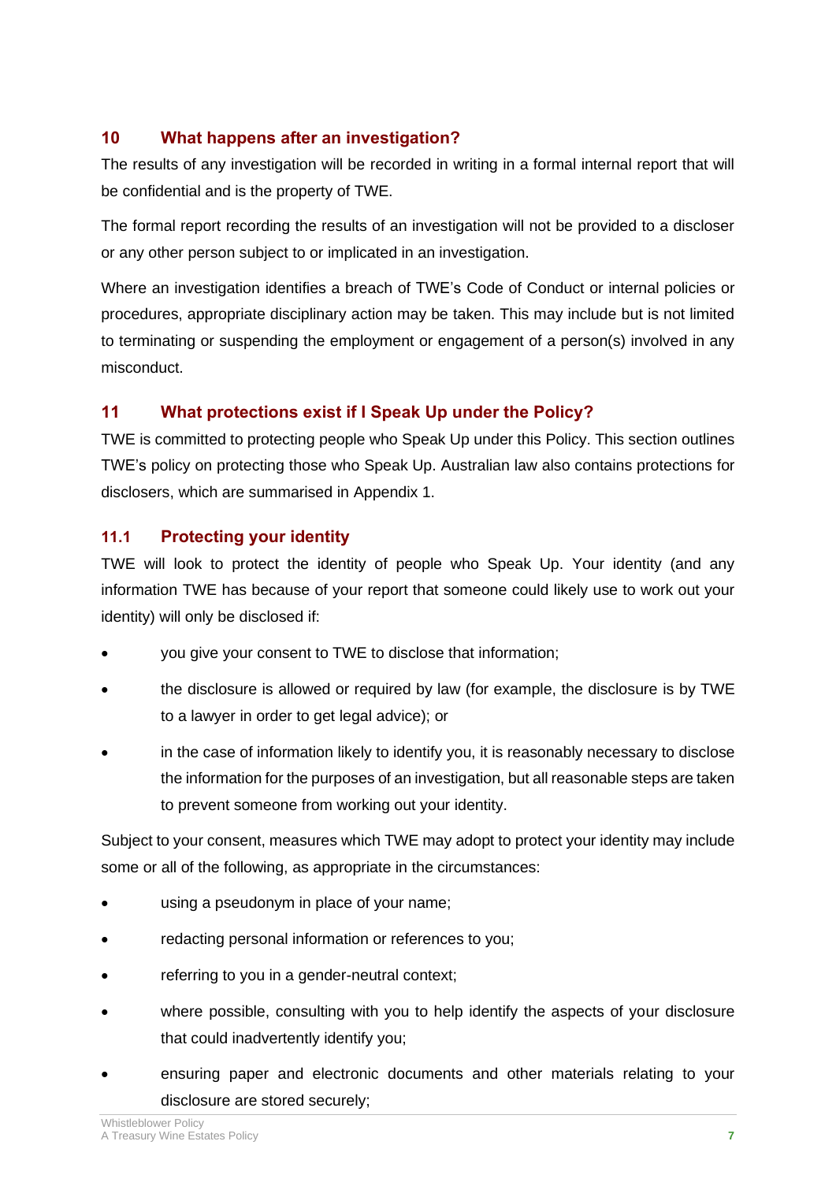## 10 What happens after an investigation?

The results of any investigation will be recorded in writing in a formal internal report that will be confidential and is the property of TWE.

The formal report recording the results of an investigation will not be provided to a discloser or any other person subject to or implicated in an investigation.

Where an investigation identifies a breach of TWE's Code of Conduct or internal policies or procedures, appropriate disciplinary action may be taken. This may include but is not limited to terminating or suspending the employment or engagement of a person(s) involved in any misconduct.

## 11 What protections exist if I Speak Up under the Policy?

TWE is committed to protecting people who Speak Up under this Policy. This section outlines TWE's policy on protecting those who Speak Up. Australian law also contains protections for disclosers, which are summarised in Appendix 1.

### 11.1 Protecting your identity

TWE will look to protect the identity of people who Speak Up. Your identity (and any information TWE has because of your report that someone could likely use to work out your identity) will only be disclosed if:

- you give your consent to TWE to disclose that information;
- the disclosure is allowed or required by law (for example, the disclosure is by TWE to a lawyer in order to get legal advice); or
- in the case of information likely to identify you, it is reasonably necessary to disclose the information for the purposes of an investigation, but all reasonable steps are taken to prevent someone from working out your identity.

Subject to your consent, measures which TWE may adopt to protect your identity may include some or all of the following, as appropriate in the circumstances:

- using a pseudonym in place of your name;
- redacting personal information or references to you;
- referring to you in a gender-neutral context;
- where possible, consulting with you to help identify the aspects of your disclosure that could inadvertently identify you;
- ensuring paper and electronic documents and other materials relating to your disclosure are stored securely;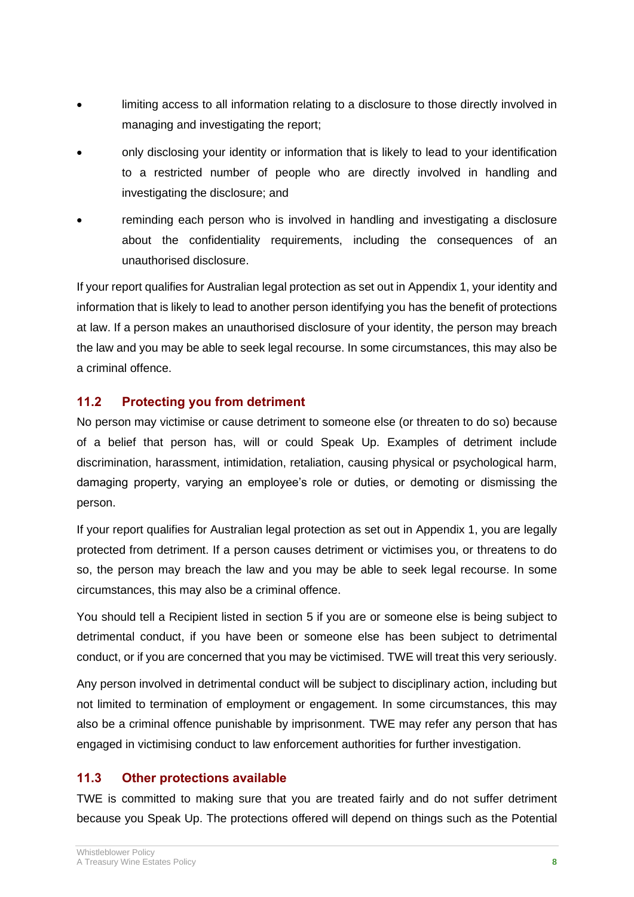- limiting access to all information relating to a disclosure to those directly involved in managing and investigating the report;
- only disclosing your identity or information that is likely to lead to your identification to a restricted number of people who are directly involved in handling and investigating the disclosure; and
- reminding each person who is involved in handling and investigating a disclosure about the confidentiality requirements, including the consequences of an unauthorised disclosure.

If your report qualifies for Australian legal protection as set out in Appendix 1, your identity and information that is likely to lead to another person identifying you has the benefit of protections at law. If a person makes an unauthorised disclosure of your identity, the person may breach the law and you may be able to seek legal recourse. In some circumstances, this may also be a criminal offence.

## 11.2 Protecting you from detriment

No person may victimise or cause detriment to someone else (or threaten to do so) because of a belief that person has, will or could Speak Up. Examples of detriment include discrimination, harassment, intimidation, retaliation, causing physical or psychological harm, damaging property, varying an employee's role or duties, or demoting or dismissing the person.

If your report qualifies for Australian legal protection as set out in Appendix 1, you are legally protected from detriment. If a person causes detriment or victimises you, or threatens to do so, the person may breach the law and you may be able to seek legal recourse. In some circumstances, this may also be a criminal offence.

You should tell a Recipient listed in section 5 if you are or someone else is being subject to detrimental conduct, if you have been or someone else has been subject to detrimental conduct, or if you are concerned that you may be victimised. TWE will treat this very seriously.

Any person involved in detrimental conduct will be subject to disciplinary action, including but not limited to termination of employment or engagement. In some circumstances, this may also be a criminal offence punishable by imprisonment. TWE may refer any person that has engaged in victimising conduct to law enforcement authorities for further investigation.

## 11.3 Other protections available

TWE is committed to making sure that you are treated fairly and do not suffer detriment because you Speak Up. The protections offered will depend on things such as the Potential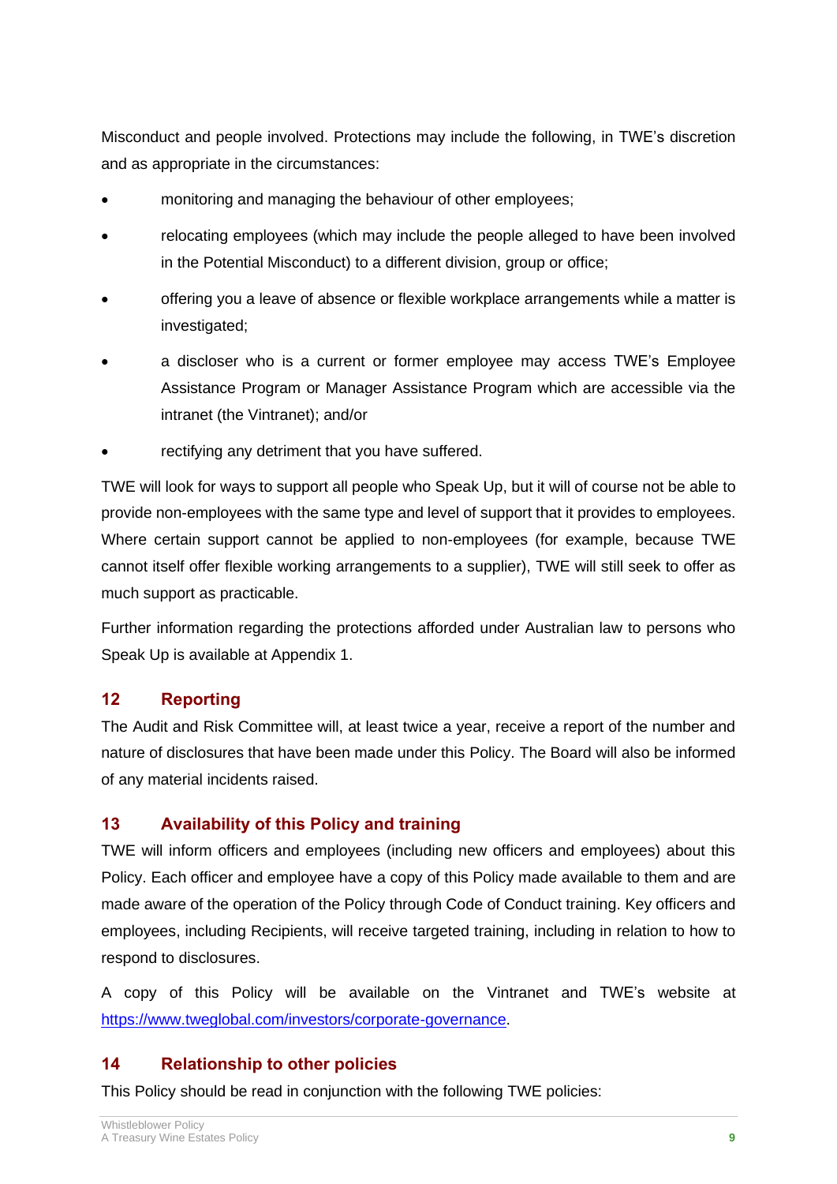Misconduct and people involved. Protections may include the following, in TWE's discretion and as appropriate in the circumstances:

- monitoring and managing the behaviour of other employees;
- relocating employees (which may include the people alleged to have been involved in the Potential Misconduct) to a different division, group or office;
- offering you a leave of absence or flexible workplace arrangements while a matter is investigated;
- a discloser who is a current or former employee may access TWE's Employee Assistance Program or Manager Assistance Program which are accessible via the intranet (the Vintranet); and/or
- rectifying any detriment that you have suffered.

TWE will look for ways to support all people who Speak Up, but it will of course not be able to provide non-employees with the same type and level of support that it provides to employees. Where certain support cannot be applied to non-employees (for example, because TWE cannot itself offer flexible working arrangements to a supplier), TWE will still seek to offer as much support as practicable.

Further information regarding the protections afforded under Australian law to persons who Speak Up is available at Appendix 1.

## 12 Reporting

The Audit and Risk Committee will, at least twice a year, receive a report of the number and nature of disclosures that have been made under this Policy. The Board will also be informed of any material incidents raised.

## 13 Availability of this Policy and training

TWE will inform officers and employees (including new officers and employees) about this Policy. Each officer and employee have a copy of this Policy made available to them and are made aware of the operation of the Policy through Code of Conduct training. Key officers and employees, including Recipients, will receive targeted training, including in relation to how to respond to disclosures.

A copy of this Policy will be available on the Vintranet and TWE's website at [https://www.tweglobal.com/investors/corporate-governance](https://www.tweglobal.com/investors/corporate-governance).

## 14 Relationship to other policies

This Policy should be read in conjunction with the following TWE policies: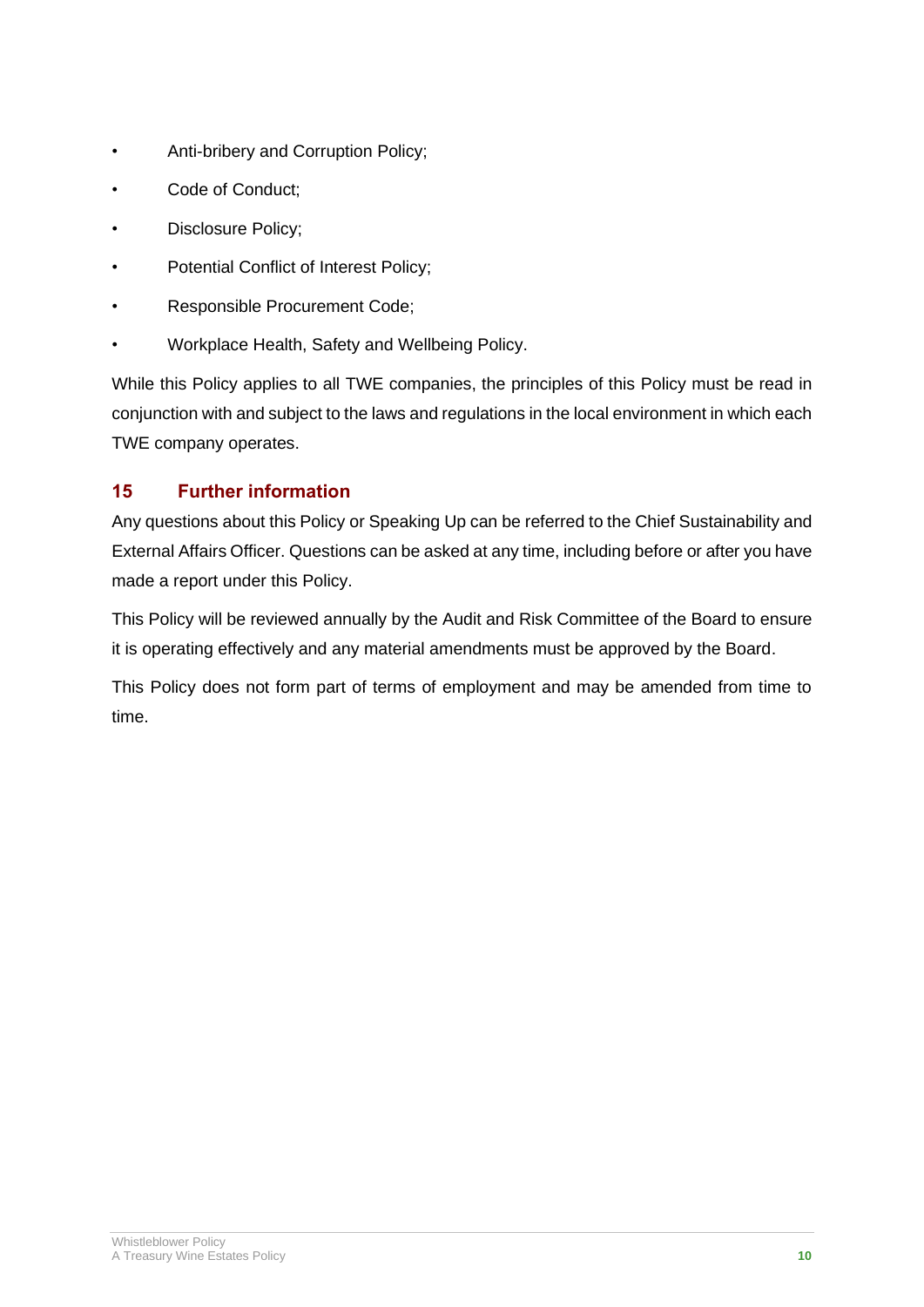- Anti-bribery and Corruption Policy;
- Code of Conduct;
- Disclosure Policy;
- Potential Conflict of Interest Policy;
- Responsible Procurement Code;
- Workplace Health, Safety and Wellbeing Policy.

While this Policy applies to all TWE companies, the principles of this Policy must be read in conjunction with and subject to the laws and regulations in the local environment in which each TWE company operates.

## 15 Further information

Any questions about this Policy or Speaking Up can be referred to the Chief Sustainability and External Affairs Officer. Questions can be asked at any time, including before or after you have made a report under this Policy.

This Policy will be reviewed annually by the Audit and Risk Committee of the Board to ensure it is operating effectively and any material amendments must be approved by the Board.

This Policy does not form part of terms of employment and may be amended from time to time.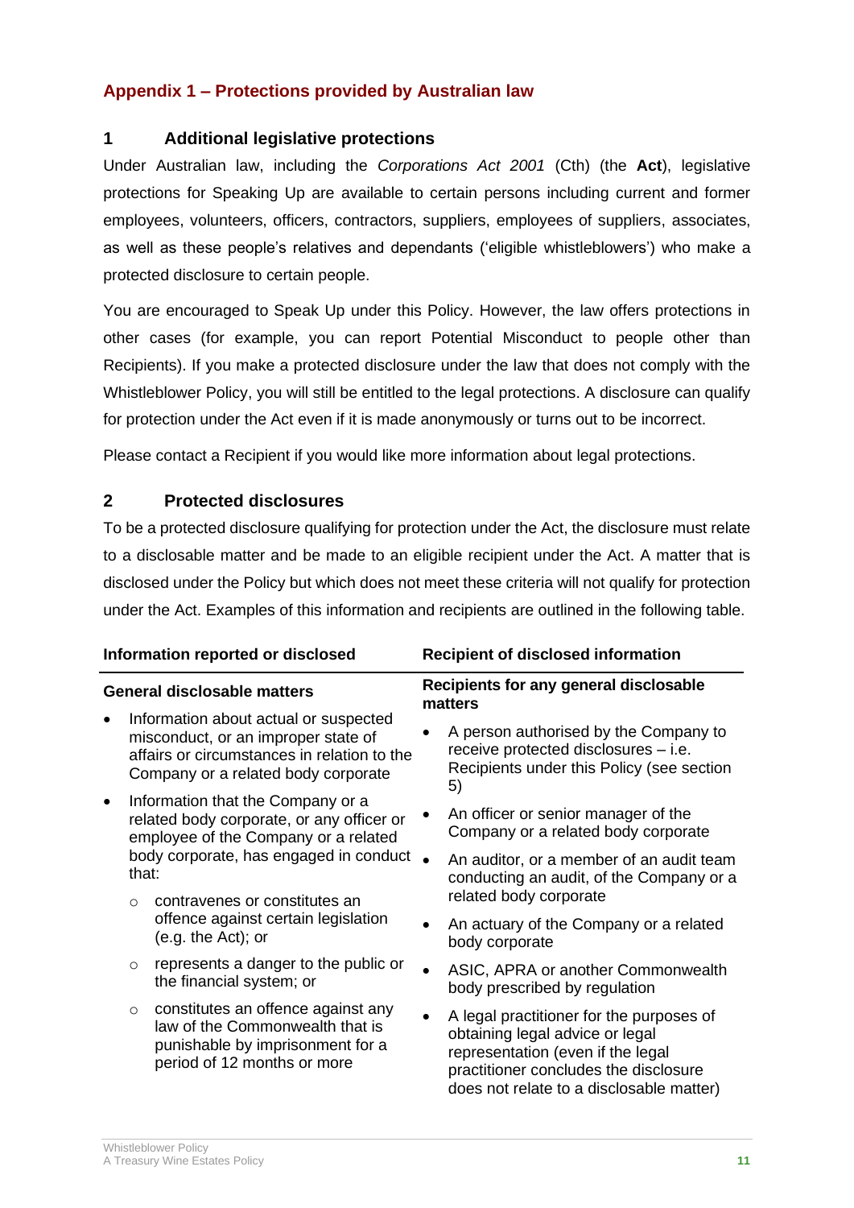## Appendix 1 – Protections provided by Australian law

### 1 Additional legislative protections

Under Australian law, including the *Corporations Act 2001* (Cth) (the **Act**), legislative protections for Speaking Up are available to certain persons including current and former employees, volunteers, officers, contractors, suppliers, employees of suppliers, associates, as well as these people's relatives and dependants ('eligible whistleblowers') who make a protected disclosure to certain people.

You are encouraged to Speak Up under this Policy. However, the law offers protections in other cases (for example, you can report Potential Misconduct to people other than Recipients). If you make a protected disclosure under the law that does not comply with the Whistleblower Policy, you will still be entitled to the legal protections. A disclosure can qualify for protection under the Act even if it is made anonymously or turns out to be incorrect.

Please contact a Recipient if you would like more information about legal protections.

### 2 Protected disclosures

To be a protected disclosure qualifying for protection under the Act, the disclosure must relate to a disclosable matter and be made to an eligible recipient under the Act. A matter that is disclosed under the Policy but which does not meet these criteria will not qualify for protection under the Act. Examples of this information and recipients are outlined in the following table.

| Information reported or disclosed | Recipient of disclosed information |
|---|---|
| **General disclosable matters**<br>• Information about actual or suspected misconduct, or an improper state of affairs or circumstances in relation to the Company or a related body corporate<br>• Information that the Company or a related body corporate, or any officer or employee of the Company or a related body corporate, has engaged in conduct that:<br>  ○ contravenes or constitutes an offence against certain legislation (e.g. the Act); or<br>  ○ represents a danger to the public or the financial system; or<br>  ○ constitutes an offence against any law of the Commonwealth that is punishable by imprisonment for a period of 12 months or more | **Recipients for any general disclosable matters**<br>• A person authorised by the Company to receive protected disclosures – i.e. Recipients under this Policy (see section 5)<br>• An officer or senior manager of the Company or a related body corporate<br>• An auditor, or a member of an audit team conducting an audit, of the Company or a related body corporate<br>• An actuary of the Company or a related body corporate<br>• ASIC, APRA or another Commonwealth body prescribed by regulation<br>• A legal practitioner for the purposes of obtaining legal advice or legal representation (even if the legal practitioner concludes the disclosure does not relate to a disclosable matter) |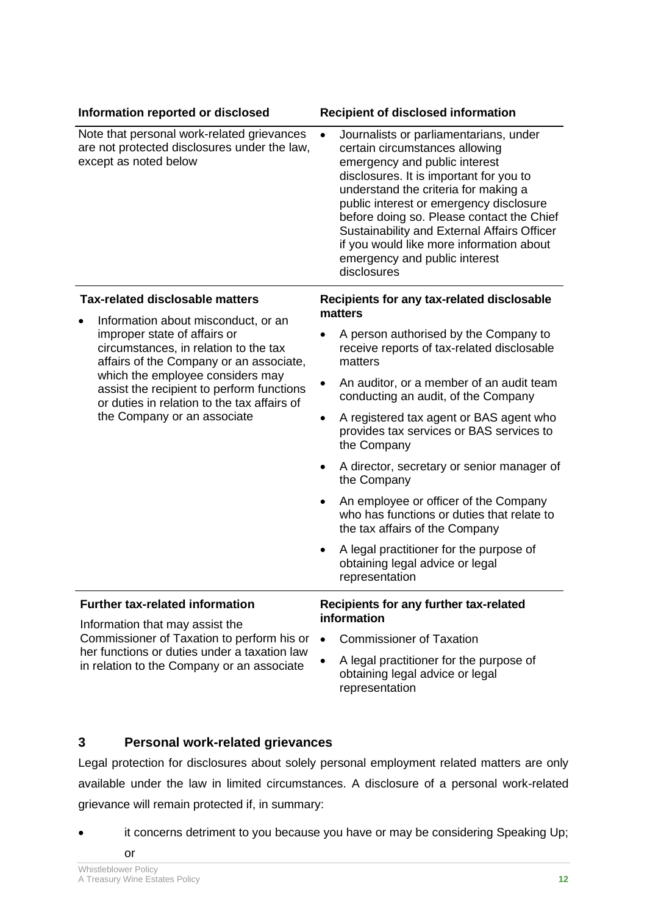| Information reported or disclosed | Recipient of disclosed information |
| --- | --- |
| Note that personal work-related grievances are not protected disclosures under the law, except as noted below | • Journalists or parliamentarians, under certain circumstances allowing emergency and public interest disclosures. It is important for you to understand the criteria for making a public interest or emergency disclosure before doing so. Please contact the Chief Sustainability and External Affairs Officer if you would like more information about emergency and public interest disclosures |
| **Tax-related disclosable matters**<br>• Information about misconduct, or an improper state of affairs or circumstances, in relation to the tax affairs of the Company or an associate, which the employee considers may assist the recipient to perform functions or duties in relation to the tax affairs of the Company or an associate | **Recipients for any tax-related disclosable matters**<br>• A person authorised by the Company to receive reports of tax-related disclosable matters<br>• An auditor, or a member of an audit team conducting an audit, of the Company<br>• A registered tax agent or BAS agent who provides tax services or BAS services to the Company<br>• A director, secretary or senior manager of the Company<br>• An employee or officer of the Company who has functions or duties that relate to the tax affairs of the Company<br>• A legal practitioner for the purpose of obtaining legal advice or legal representation |
| **Further tax-related information**<br>Information that may assist the Commissioner of Taxation to perform his or her functions or duties under a taxation law in relation to the Company or an associate | **Recipients for any further tax-related information**<br>• Commissioner of Taxation<br>• A legal practitioner for the purpose of obtaining legal advice or legal representation |

## 3 Personal work-related grievances

Legal protection for disclosures about solely personal employment related matters are only available under the law in limited circumstances. A disclosure of a personal work-related grievance will remain protected if, in summary:

- it concerns detriment to you because you have or may be considering Speaking Up; or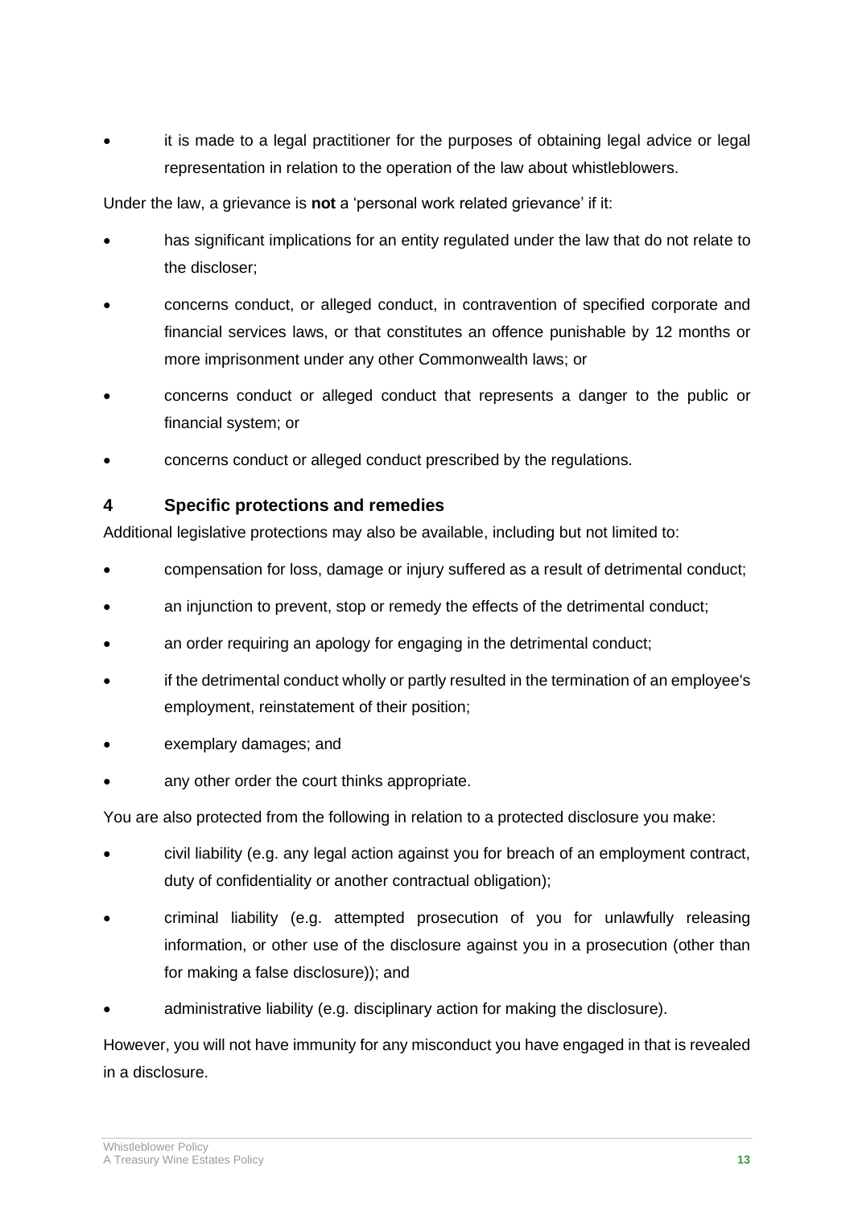- it is made to a legal practitioner for the purposes of obtaining legal advice or legal representation in relation to the operation of the law about whistleblowers.

Under the law, a grievance is **not** a 'personal work related grievance' if it:

- has significant implications for an entity regulated under the law that do not relate to the discloser;
- concerns conduct, or alleged conduct, in contravention of specified corporate and financial services laws, or that constitutes an offence punishable by 12 months or more imprisonment under any other Commonwealth laws; or
- concerns conduct or alleged conduct that represents a danger to the public or financial system; or
- concerns conduct or alleged conduct prescribed by the regulations.

## 4 Specific protections and remedies

Additional legislative protections may also be available, including but not limited to:

- compensation for loss, damage or injury suffered as a result of detrimental conduct;
- an injunction to prevent, stop or remedy the effects of the detrimental conduct;
- an order requiring an apology for engaging in the detrimental conduct;
- if the detrimental conduct wholly or partly resulted in the termination of an employee's employment, reinstatement of their position;
- exemplary damages; and
- any other order the court thinks appropriate.

You are also protected from the following in relation to a protected disclosure you make:

- civil liability (e.g. any legal action against you for breach of an employment contract, duty of confidentiality or another contractual obligation);
- criminal liability (e.g. attempted prosecution of you for unlawfully releasing information, or other use of the disclosure against you in a prosecution (other than for making a false disclosure)); and
- administrative liability (e.g. disciplinary action for making the disclosure).

However, you will not have immunity for any misconduct you have engaged in that is revealed in a disclosure.